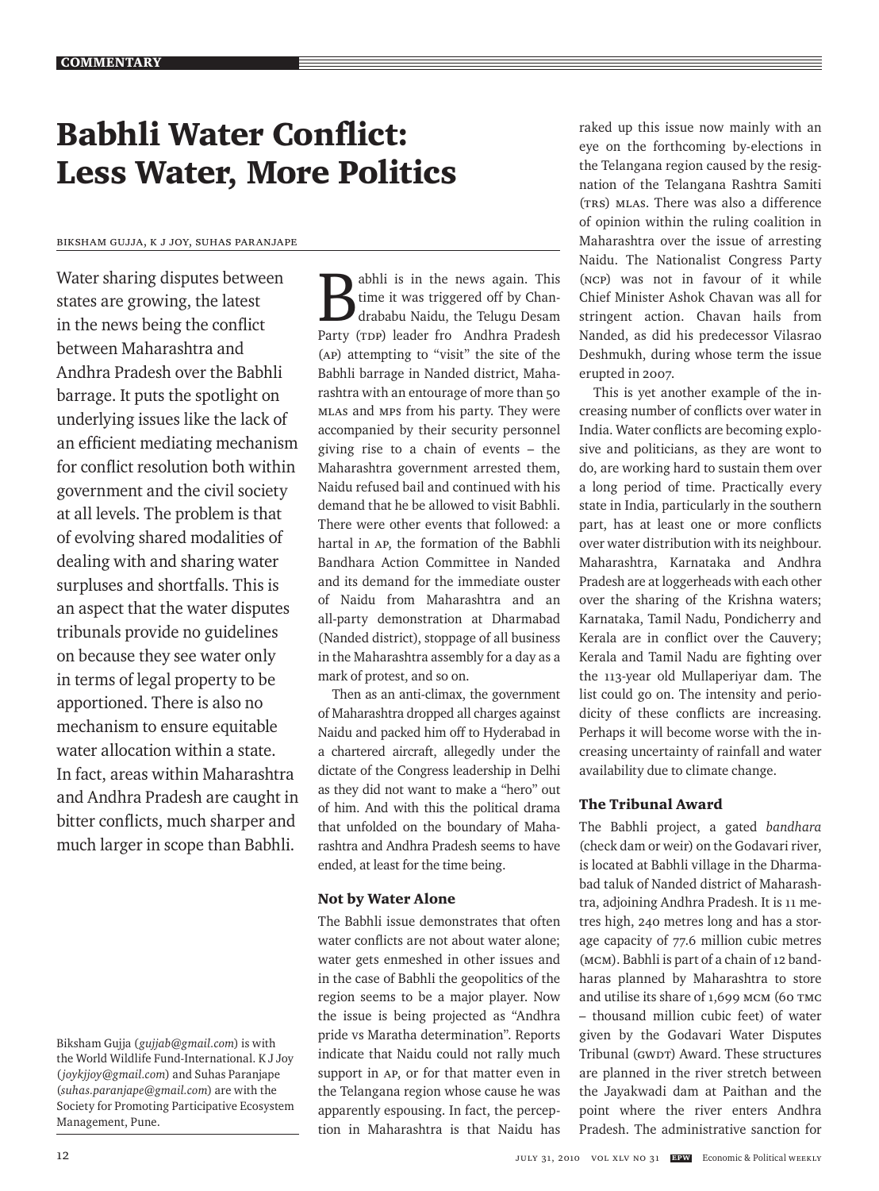COMMENTARY

# Babhli Water Conflict: Less Water, More Politics

BIKSHAM GUJJA, K J JOY, SUHAS PARANJAPE

Water sharing disputes between states are growing, the latest in the news being the conflict between Maharashtra and Andhra Pradesh over the Babhli barrage. It puts the spotlight on underlying issues like the lack of an efficient mediating mechanism for conflict resolution both within government and the civil society at all levels. The problem is that of evolving shared modalities of dealing with and sharing water surpluses and shortfalls. This is an aspect that the water disputes tribunals provide no guidelines on because they see water only in terms of legal property to be apportioned. There is also no mechanism to ensure equitable water allocation within a state. In fact, areas within Maharashtra and Andhra Pradesh are caught in bitter conflicts, much sharper and much larger in scope than Babhli.

Biksham Gujja (*gujjab@gmail.com*) is with the World Wildlife Fund-International. K J Joy (*joykjjoy@gmail.com*) and Suhas Paranjape (*suhas.paranjape@gmail.com*) are with the Society for Promoting Participative Ecosystem Management, Pune.

Babhli is in the news again. This time it was triggered off by Chandrababu Naidu, the Telugu Desam Party (TDP) leader fro Andhra Pradesh (AP) attempting to "visit" the site of the Babhli barrage in Nanded district, Maharashtra with an entourage of more than 50 MLAs and MPs from his party. They were accompanied by their security personnel giving rise to a chain of events – the Maharashtra government arrested them, Naidu refused bail and continued with his demand that he be allowed to visit Babhli. There were other events that followed: a hartal in AP, the formation of the Babhli Bandhara Action Committee in Nanded and its demand for the immediate ouster of Naidu from Maharashtra and an all-party demonstration at Dharmabad (Nanded district), stoppage of all business in the Maharashtra assembly for a day as a mark of protest, and so on.

Then as an anti-climax, the government of Maharashtra dropped all charges against Naidu and packed him off to Hyderabad in a chartered aircraft, allegedly under the dictate of the Congress leadership in Delhi as they did not want to make a "hero" out of him. And with this the political drama that unfolded on the boundary of Maharashtra and Andhra Pradesh seems to have ended, at least for the time being.

## Not by Water Alone

The Babhli issue demonstrates that often water conflicts are not about water alone; water gets enmeshed in other issues and in the case of Babhli the geopolitics of the region seems to be a major player. Now the issue is being projected as "Andhra pride vs Maratha determination". Reports indicate that Naidu could not rally much support in AP, or for that matter even in the Telangana region whose cause he was apparently espousing. In fact, the perception in Maharashtra is that Naidu has raked up this issue now mainly with an eye on the forthcoming by-elections in the Telangana region caused by the resignation of the Telangana Rashtra Samiti (TRS) MLAs. There was also a difference of opinion within the ruling coalition in Maharashtra over the issue of arresting Naidu. The Nationalist Congress Party (NCP) was not in favour of it while Chief Minister Ashok Chavan was all for stringent action. Chavan hails from Nanded, as did his predecessor Vilasrao Deshmukh, during whose term the issue erupted in 2007.

This is yet another example of the increasing number of conflicts over water in India. Water conflicts are becoming explosive and politicians, as they are wont to do, are working hard to sustain them over a long period of time. Practically every state in India, particularly in the southern part, has at least one or more conflicts over water distribution with its neighbour. Maharashtra, Karnataka and Andhra Pradesh are at loggerheads with each other over the sharing of the Krishna waters; Karnataka, Tamil Nadu, Pondicherry and Kerala are in conflict over the Cauvery; Kerala and Tamil Nadu are fighting over the 113-year old Mullaperiyar dam. The list could go on. The intensity and periodicity of these conflicts are increasing. Perhaps it will become worse with the increasing uncertainty of rainfall and water availability due to climate change.

## The Tribunal Award

The Babhli project, a gated *bandhara* (check dam or weir) on the Godavari river, is located at Babhli village in the Dharmabad taluk of Nanded district of Maharashtra, adjoining Andhra Pradesh. It is 11 metres high, 240 metres long and has a storage capacity of 77.6 million cubic metres (MCM). Babhli is part of a chain of 12 bandharas planned by Maharashtra to store and utilise its share of 1,699 MCM (60 TMC – thousand million cubic feet) of water given by the Godavari Water Disputes Tribunal (GWDT) Award. These structures are planned in the river stretch between the Jayakwadi dam at Paithan and the point where the river enters Andhra Pradesh. The administrative sanction for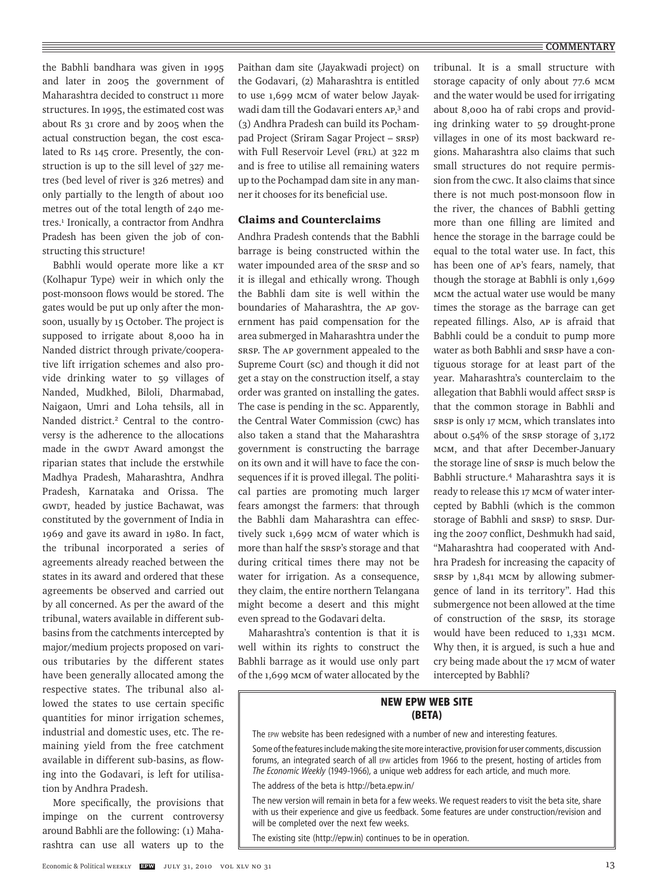the Babhli bandhara was given in 1995 and later in 2005 the government of Maharashtra decided to construct 11 more structures. In 1995, the estimated cost was about Rs 31 crore and by 2005 when the actual construction began, the cost escalated to Rs 145 crore. Presently, the construction is up to the sill level of 327 metres (bed level of river is 326 metres) and only partially to the length of about 100 metres out of the total length of 240 metres.[1] Ironically, a contractor from Andhra Pradesh has been given the job of constructing this structure!

Babhli would operate more like a KT (Kolhapur Type) weir in which only the post-monsoon flows would be stored. The gates would be put up only after the monsoon, usually by 15 October. The project is supposed to irrigate about 8,000 ha in Nanded district through private/cooperative lift irrigation schemes and also provide drinking water to 59 villages of Nanded, Mudkhed, Biloli, Dharmabad, Naigaon, Umri and Loha tehsils, all in Nanded district.[2] Central to the controversy is the adherence to the allocations made in the GWDT Award amongst the riparian states that include the erstwhile Madhya Pradesh, Maharashtra, Andhra Pradesh, Karnataka and Orissa. The GWDT, headed by justice Bachawat, was constituted by the government of India in 1969 and gave its award in 1980. In fact, the tribunal incorporated a series of agreements already reached between the states in its award and ordered that these agreements be observed and carried out by all concerned. As per the award of the tribunal, waters available in different subbasins from the catchments intercepted by major/medium projects proposed on various tributaries by the different states have been generally allocated among the respective states. The tribunal also allowed the states to use certain specific quantities for minor irrigation schemes, industrial and domestic uses, etc. The remaining yield from the free catchment available in different sub-basins, as flowing into the Godavari, is left for utilisation by Andhra Pradesh.

More specifically, the provisions that impinge on the current controversy around Babhli are the following: (1) Maharashtra can use all waters up to the Paithan dam site (Jayakwadi project) on the Godavari, (2) Maharashtra is entitled to use 1,699 MCM of water below Jayakwadi dam till the Godavari enters AP,[3] and (3) Andhra Pradesh can build its Pochampad Project (Sriram Sagar Project – SRSP) with Full Reservoir Level (FRL) at 322 m and is free to utilise all remaining waters up to the Pochampad dam site in any manner it chooses for its beneficial use.

## Claims and Counterclaims

Andhra Pradesh contends that the Babhli barrage is being constructed within the water impounded area of the SRSP and so it is illegal and ethically wrong. Though the Babhli dam site is well within the boundaries of Maharashtra, the AP government has paid compensation for the area submerged in Maharashtra under the SRSP. The AP government appealed to the Supreme Court (SC) and though it did not get a stay on the construction itself, a stay order was granted on installing the gates. The case is pending in the SC. Apparently, the Central Water Commission (CWC) has also taken a stand that the Maharashtra government is constructing the barrage on its own and it will have to face the consequences if it is proved illegal. The political parties are promoting much larger fears amongst the farmers: that through the Babhli dam Maharashtra can effectively suck 1,699 MCM of water which is more than half the SRSP's storage and that during critical times there may not be water for irrigation. As a consequence, they claim, the entire northern Telangana might become a desert and this might even spread to the Godavari delta.

Maharashtra's contention is that it is well within its rights to construct the Babhli barrage as it would use only part of the 1,699 MCM of water allocated by the tribunal. It is a small structure with storage capacity of only about 77.6 MCM and the water would be used for irrigating about 8,000 ha of rabi crops and providing drinking water to 59 drought-prone villages in one of its most backward regions. Maharashtra also claims that such small structures do not require permission from the CWC. It also claims that since there is not much post-monsoon flow in the river, the chances of Babhli getting more than one filling are limited and hence the storage in the barrage could be equal to the total water use. In fact, this has been one of AP's fears, namely, that though the storage at Babhli is only 1,699 MCM the actual water use would be many times the storage as the barrage can get repeated fillings. Also, AP is afraid that Babhli could be a conduit to pump more water as both Babhli and SRSP have a contiguous storage for at least part of the year. Maharashtra's counterclaim to the allegation that Babhli would affect SRSP is that the common storage in Babhli and SRSP is only 17 MCM, which translates into about 0.54% of the SRSP storage of 3,172 MCM, and that after December-January the storage line of SRSP is much below the Babhli structure.[4] Maharashtra says it is ready to release this 17 MCM of water intercepted by Babhli (which is the common storage of Babhli and SRSP) to SRSP. During the 2007 conflict, Deshmukh had said, "Maharashtra had cooperated with Andhra Pradesh for increasing the capacity of SRSP by 1,841 MCM by allowing submergence of land in its territory". Had this submergence not been allowed at the time of construction of the SRSP, its storage would have been reduced to 1,331 MCM. Why then, it is argued, is such a hue and cry being made about the 17 MCM of water intercepted by Babhli?

**NEW EPW WEB SITE (BETA)**

The EPW website has been redesigned with a number of new and interesting features.

Some of the features include making the site more interactive, provision for user comments, discussion forums, an integrated search of all EPW articles from 1966 to the present, hosting of articles from *The Economic Weekly* (1949-1966), a unique web address for each article, and much more.

The address of the beta is http://beta.epw.in/

The new version will remain in beta for a few weeks. We request readers to visit the beta site, share with us their experience and give us feedback. Some features are under construction/revision and will be completed over the next few weeks.

The existing site (http://epw.in) continues to be in operation.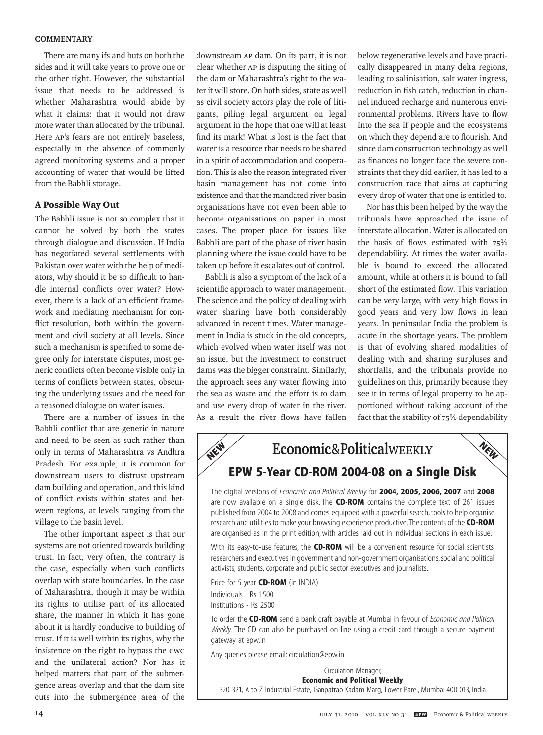There are many ifs and buts on both the sides and it will take years to prove one or the other right. However, the substantial issue that needs to be addressed is whether Maharashtra would abide by what it claims: that it would not draw more water than allocated by the tribunal. Here AP's fears are not entirely baseless, especially in the absence of commonly agreed monitoring systems and a proper accounting of water that would be lifted from the Babhli storage.

### A Possible Way Out

The Babhli issue is not so complex that it cannot be solved by both the states through dialogue and discussion. If India has negotiated several settlements with Pakistan over water with the help of mediators, why should it be so difficult to handle internal conflicts over water? However, there is a lack of an efficient framework and mediating mechanism for conflict resolution, both within the government and civil society at all levels. Since such a mechanism is specified to some degree only for interstate disputes, most generic conflicts often become visible only in terms of conflicts between states, obscuring the underlying issues and the need for a reasoned dialogue on water issues.

There are a number of issues in the Babhli conflict that are generic in nature and need to be seen as such rather than only in terms of Maharashtra vs Andhra Pradesh. For example, it is common for downstream users to distrust upstream dam building and operation, and this kind of conflict exists within states and between regions, at levels ranging from the village to the basin level.

The other important aspect is that our systems are not oriented towards building trust. In fact, very often, the contrary is the case, especially when such conflicts overlap with state boundaries. In the case of Maharashtra, though it may be within its rights to utilise part of its allocated share, the manner in which it has gone about it is hardly conducive to building of trust. If it is well within its rights, why the insistence on the right to bypass the CWC and the unilateral action? Nor has it helped matters that part of the submergence areas overlap and that the dam site cuts into the submergence area of the downstream AP dam. On its part, it is not clear whether AP is disputing the siting of the dam or Maharashtra's right to the water it will store. On both sides, state as well as civil society actors play the role of litigants, piling legal argument on legal argument in the hope that one will at least find its mark! What is lost is the fact that water is a resource that needs to be shared in a spirit of accommodation and cooperation. This is also the reason integrated river basin management has not come into existence and that the mandated river basin organisations have not even been able to become organisations on paper in most cases. The proper place for issues like Babhli are part of the phase of river basin planning where the issue could have to be taken up before it escalates out of control.

Babhli is also a symptom of the lack of a scientific approach to water management. The science and the policy of dealing with water sharing have both considerably advanced in recent times. Water management in India is stuck in the old concepts, which evolved when water itself was not an issue, but the investment to construct dams was the bigger constraint. Similarly, the approach sees any water flowing into the sea as waste and the effort is to dam and use every drop of water in the river. As a result the river flows have fallen below regenerative levels and have practically disappeared in many delta regions, leading to salinisation, salt water ingress, reduction in fish catch, reduction in channel induced recharge and numerous environmental problems. Rivers have to flow into the sea if people and the ecosystems on which they depend are to flourish. And since dam construction technology as well as finances no longer face the severe constraints that they did earlier, it has led to a construction race that aims at capturing every drop of water that one is entitled to.

Nor has this been helped by the way the tribunals have approached the issue of interstate allocation. Water is allocated on the basis of flows estimated with 75% dependability. At times the water available is bound to exceed the allocated amount, while at others it is bound to fall short of the estimated flow. This variation can be very large, with very high flows in good years and very low flows in lean years. In peninsular India the problem is acute in the shortage years. The problem is that of evolving shared modalities of dealing with and sharing surpluses and shortfalls, and the tribunals provide no guidelines on this, primarily because they see it in terms of legal property to be apportioned without taking account of the fact that the stability of 75% dependability

---

NEW **Economic&PoliticalWEEKLY** NEW

## EPW 5-Year CD-ROM 2004-08 on a Single Disk

The digital versions of *Economic and Political Weekly* for **2004, 2005, 2006, 2007** and **2008** are now available on a single disk. The **CD-ROM** contains the complete text of 261 issues published from 2004 to 2008 and comes equipped with a powerful search, tools to help organise research and utilities to make your browsing experience productive. The contents of the **CD-ROM** are organised as in the print edition, with articles laid out in individual sections in each issue.

With its easy-to-use features, the **CD-ROM** will be a convenient resource for social scientists, researchers and executives in government and non-government organisations, social and political activists, students, corporate and public sector executives and journalists.

Price for 5 year **CD-ROM** (in INDIA)

Individuals - Rs 1500

Institutions - Rs 2500

To order the **CD-ROM** send a bank draft payable at Mumbai in favour of *Economic and Political Weekly*. The CD can also be purchased on-line using a credit card through a secure payment gateway at epw.in

Any queries please email: circulation@epw.in

Circulation Manager,
**Economic and Political Weekly**
320-321, A to Z Industrial Estate, Ganpatrao Kadam Marg, Lower Parel, Mumbai 400 013, India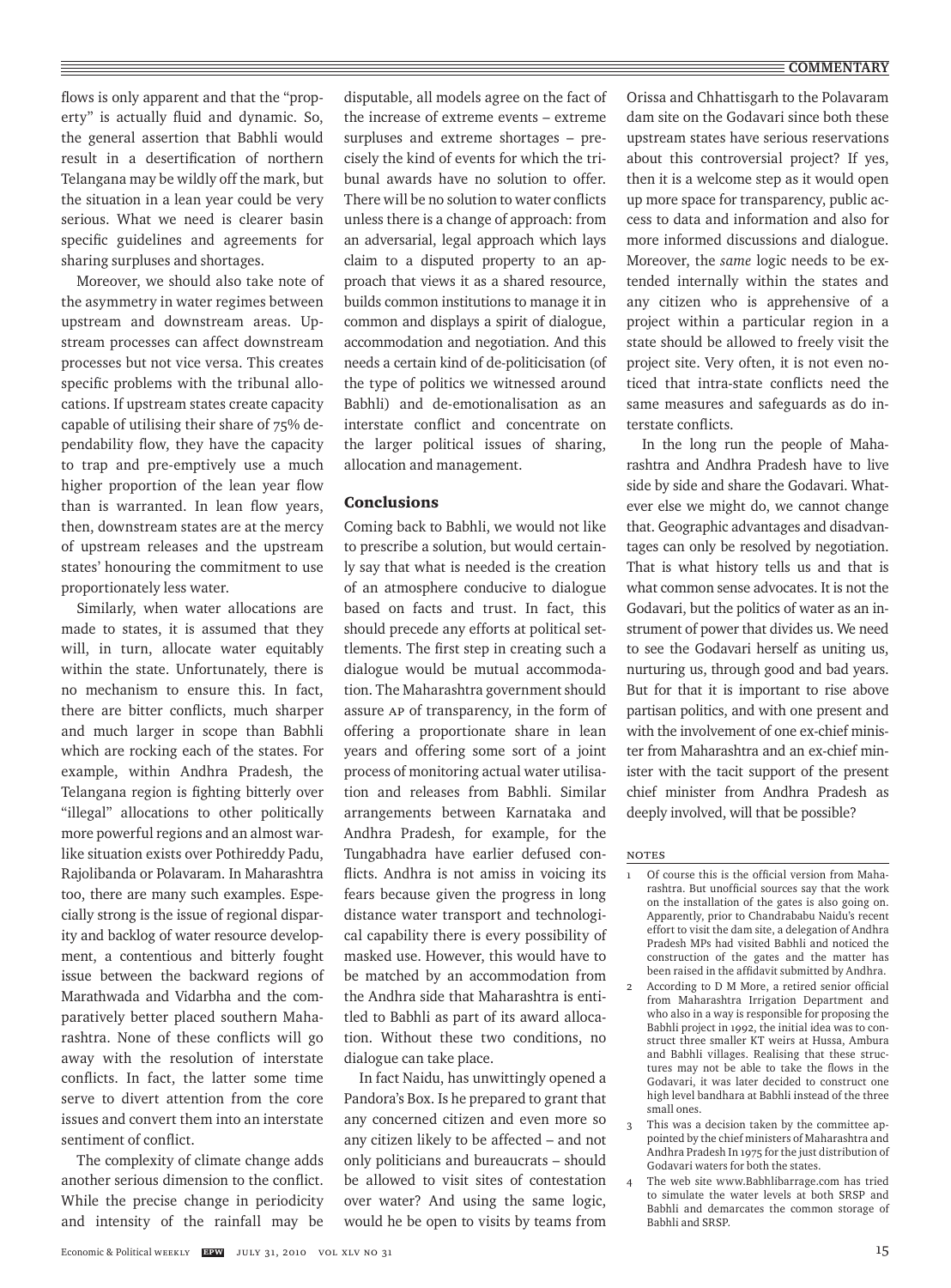flows is only apparent and that the "property" is actually fluid and dynamic. So, the general assertion that Babhli would result in a desertification of northern Telangana may be wildly off the mark, but the situation in a lean year could be very serious. What we need is clearer basin specific guidelines and agreements for sharing surpluses and shortages.

Moreover, we should also take note of the asymmetry in water regimes between upstream and downstream areas. Upstream processes can affect downstream processes but not vice versa. This creates specific problems with the tribunal allocations. If upstream states create capacity capable of utilising their share of 75% dependability flow, they have the capacity to trap and pre-emptively use a much higher proportion of the lean year flow than is warranted. In lean flow years, then, downstream states are at the mercy of upstream releases and the upstream states' honouring the commitment to use proportionately less water.

Similarly, when water allocations are made to states, it is assumed that they will, in turn, allocate water equitably within the state. Unfortunately, there is no mechanism to ensure this. In fact, there are bitter conflicts, much sharper and much larger in scope than Babhli which are rocking each of the states. For example, within Andhra Pradesh, the Telangana region is fighting bitterly over "illegal" allocations to other politically more powerful regions and an almost warlike situation exists over Pothireddy Padu, Rajolibanda or Polavaram. In Maharashtra too, there are many such examples. Especially strong is the issue of regional disparity and backlog of water resource development, a contentious and bitterly fought issue between the backward regions of Marathwada and Vidarbha and the comparatively better placed southern Maharashtra. None of these conflicts will go away with the resolution of interstate conflicts. In fact, the latter some time serve to divert attention from the core issues and convert them into an interstate sentiment of conflict.

The complexity of climate change adds another serious dimension to the conflict. While the precise change in periodicity and intensity of the rainfall may be disputable, all models agree on the fact of the increase of extreme events – extreme surpluses and extreme shortages – precisely the kind of events for which the tribunal awards have no solution to offer. There will be no solution to water conflicts unless there is a change of approach: from an adversarial, legal approach which lays claim to a disputed property to an approach that views it as a shared resource, builds common institutions to manage it in common and displays a spirit of dialogue, accommodation and negotiation. And this needs a certain kind of de-politicisation (of the type of politics we witnessed around Babhli) and de-emotionalisation as an interstate conflict and concentrate on the larger political issues of sharing, allocation and management.

## Conclusions

Coming back to Babhli, we would not like to prescribe a solution, but would certainly say that what is needed is the creation of an atmosphere conducive to dialogue based on facts and trust. In fact, this should precede any efforts at political settlements. The first step in creating such a dialogue would be mutual accommodation. The Maharashtra government should assure AP of transparency, in the form of offering a proportionate share in lean years and offering some sort of a joint process of monitoring actual water utilisation and releases from Babhli. Similar arrangements between Karnataka and Andhra Pradesh, for example, for the Tungabhadra have earlier defused conflicts. Andhra is not amiss in voicing its fears because given the progress in long distance water transport and technological capability there is every possibility of masked use. However, this would have to be matched by an accommodation from the Andhra side that Maharashtra is entitled to Babhli as part of its award allocation. Without these two conditions, no dialogue can take place.

In fact Naidu, has unwittingly opened a Pandora's Box. Is he prepared to grant that any concerned citizen and even more so any citizen likely to be affected – and not only politicians and bureaucrats – should be allowed to visit sites of contestation over water? And using the same logic, would he be open to visits by teams from Orissa and Chhattisgarh to the Polavaram dam site on the Godavari since both these upstream states have serious reservations about this controversial project? If yes, then it is a welcome step as it would open up more space for transparency, public access to data and information and also for more informed discussions and dialogue. Moreover, the *same* logic needs to be extended internally within the states and any citizen who is apprehensive of a project within a particular region in a state should be allowed to freely visit the project site. Very often, it is not even noticed that intra-state conflicts need the same measures and safeguards as do interstate conflicts.

In the long run the people of Maharashtra and Andhra Pradesh have to live side by side and share the Godavari. Whatever else we might do, we cannot change that. Geographic advantages and disadvantages can only be resolved by negotiation. That is what history tells us and that is what common sense advocates. It is not the Godavari, but the politics of water as an instrument of power that divides us. We need to see the Godavari herself as uniting us, nurturing us, through good and bad years. But for that it is important to rise above partisan politics, and with one present and with the involvement of one ex-chief minister from Maharashtra and an ex-chief minister with the tacit support of the present chief minister from Andhra Pradesh as deeply involved, will that be possible?

### Notes

1. Of course this is the official version from Maharashtra. But unofficial sources say that the work on the installation of the gates is also going on. Apparently, prior to Chandrababu Naidu's recent effort to visit the dam site, a delegation of Andhra Pradesh MPs had visited Babhli and noticed the construction of the gates and the matter has been raised in the affidavit submitted by Andhra.
2. According to D M More, a retired senior official from Maharashtra Irrigation Department and who also in a way is responsible for proposing the Babhli project in 1992, the initial idea was to construct three smaller KT weirs at Hussa, Ambura and Babhli villages. Realising that these structures may not be able to take the flows in the Godavari, it was later decided to construct one high level bandhara at Babhli instead of the three small ones.
3. This was a decision taken by the committee appointed by the chief ministers of Maharashtra and Andhra Pradesh In 1975 for the just distribution of Godavari waters for both the states.
4. The web site www.Babhlibarrage.com has tried to simulate the water levels at both SRSP and Babhli and demarcates the common storage of Babhli and SRSP.